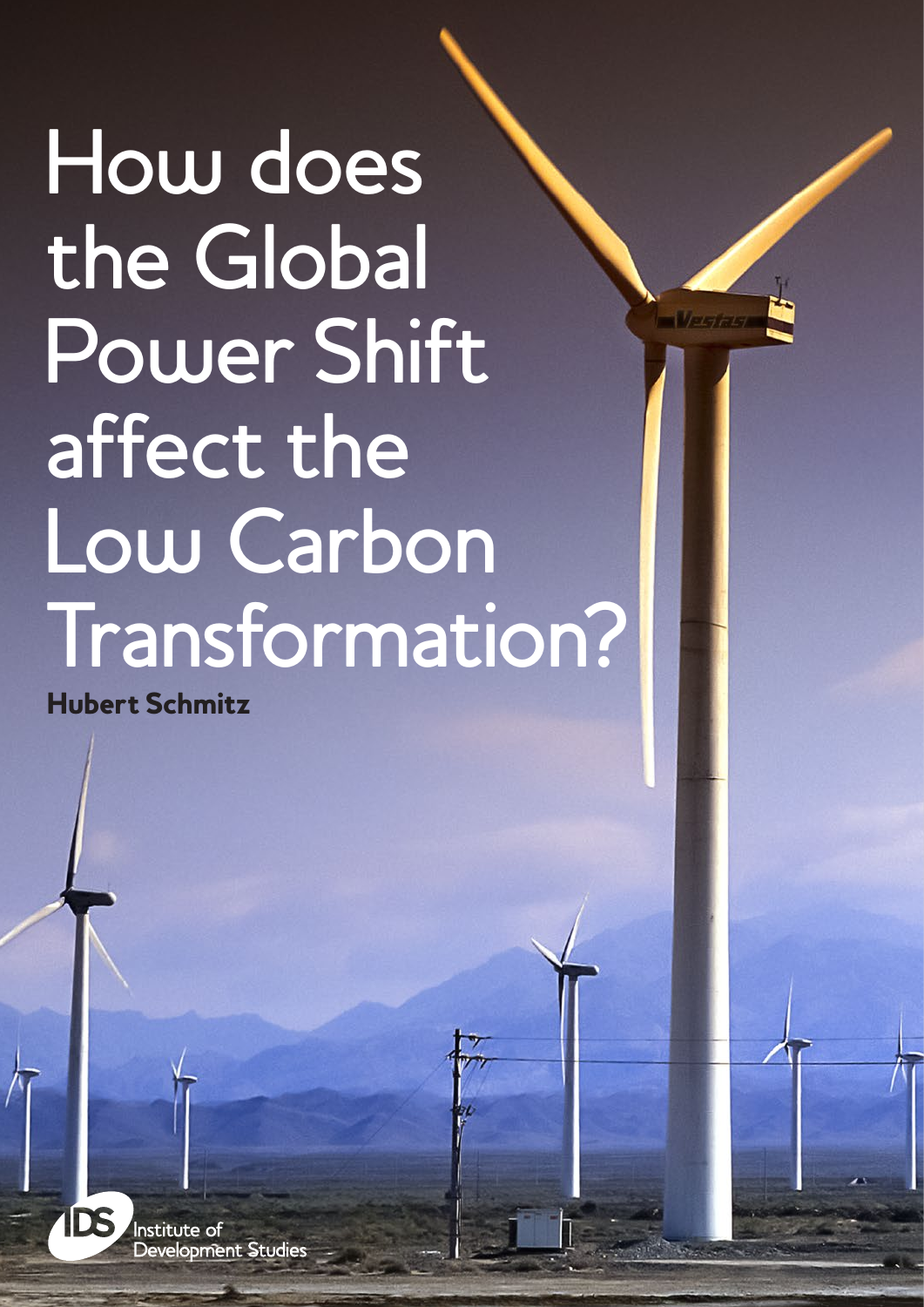# How does the Global Power Shift affect the Low Carbon Transformation?

**Hubert Schmitz**

Institute of Development Studies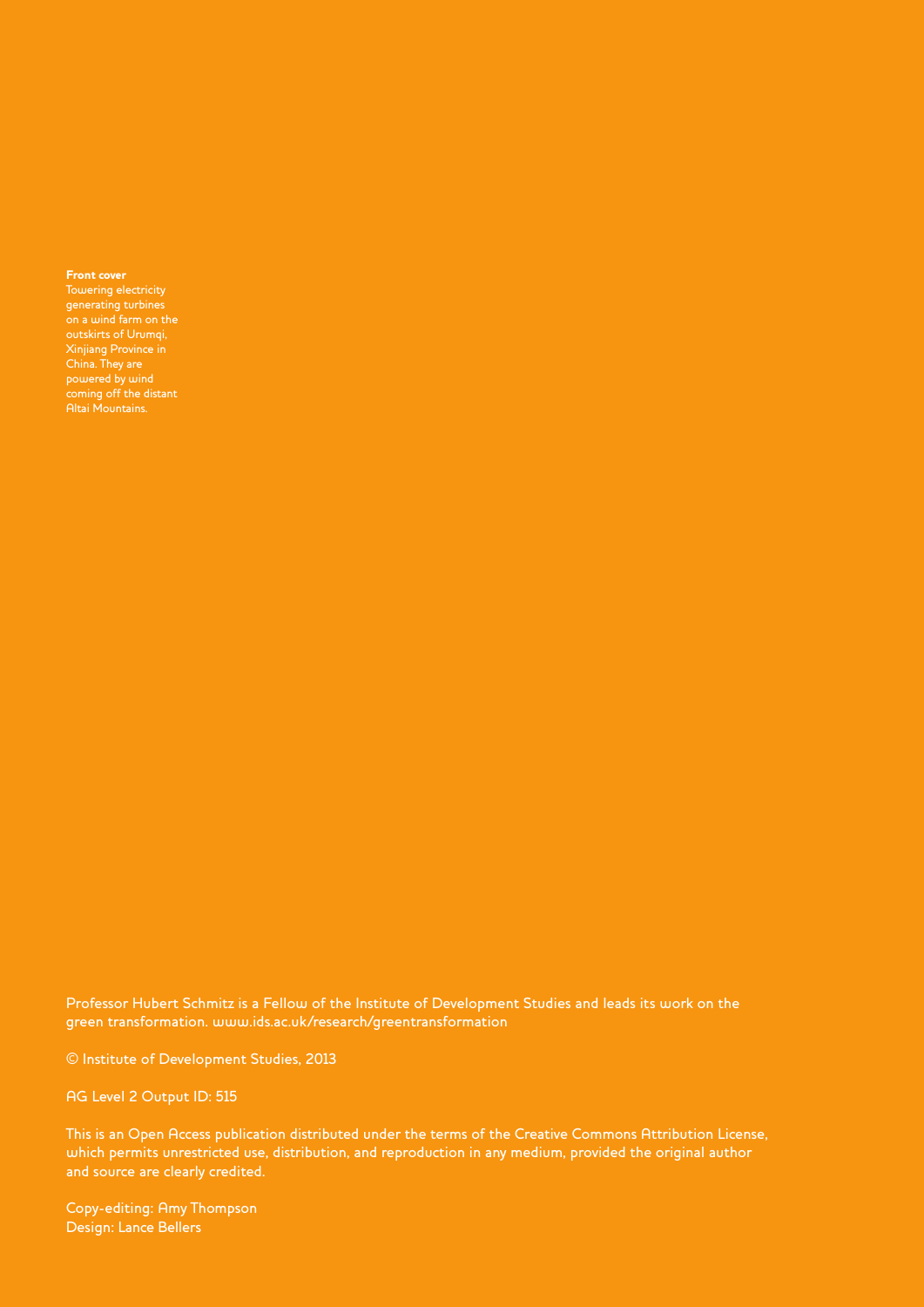**Front cover**
Towering electricity generating turbines on a wind farm on the outskirts of Urumqi, Xinjiang Province in China. They are powered by wind coming off the distant Altai Mountains.

Professor Hubert Schmitz is a Fellow of the Institute of Development Studies and leads its work on the green transformation. www.ids.ac.uk/research/greentransformation

© Institute of Development Studies, 2013

AG Level 2 Output ID: 515

This is an Open Access publication distributed under the terms of the Creative Commons Attribution License, which permits unrestricted use, distribution, and reproduction in any medium, provided the original author and source are clearly credited.

Copy-editing: Amy Thompson
Design: Lance Bellers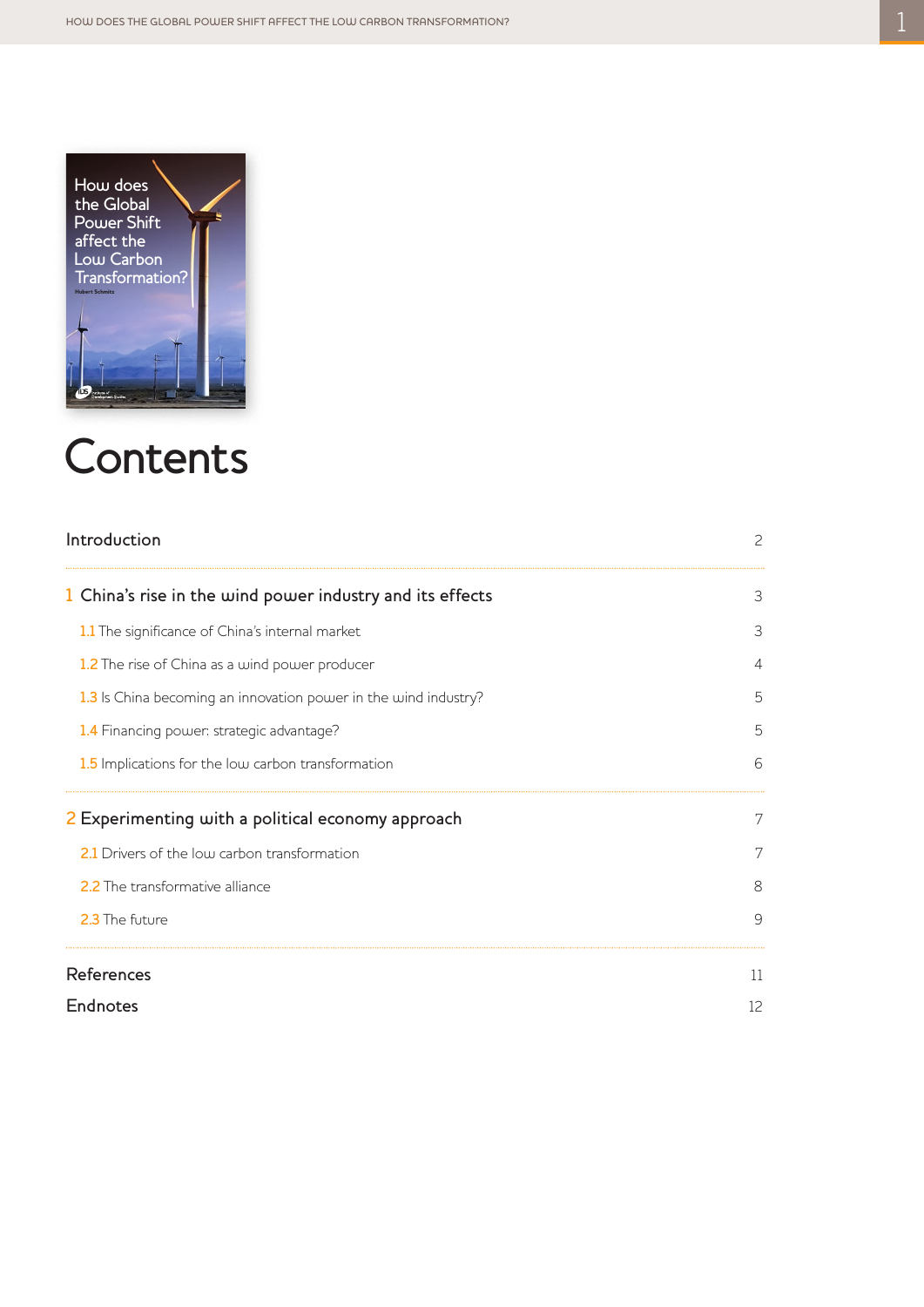# Contents

| | |
|---|---|
| Introduction | 2 |
| **1** China's rise in the wind power industry and its effects | 3 |
| 1.1 The significance of China's internal market | 3 |
| 1.2 The rise of China as a wind power producer | 4 |
| 1.3 Is China becoming an innovation power in the wind industry? | 5 |
| 1.4 Financing power: strategic advantage? | 5 |
| 1.5 Implications for the low carbon transformation | 6 |
| **2** Experimenting with a political economy approach | 7 |
| 2.1 Drivers of the low carbon transformation | 7 |
| 2.2 The transformative alliance | 8 |
| 2.3 The future | 9 |
| References | 11 |
| Endnotes | 12 |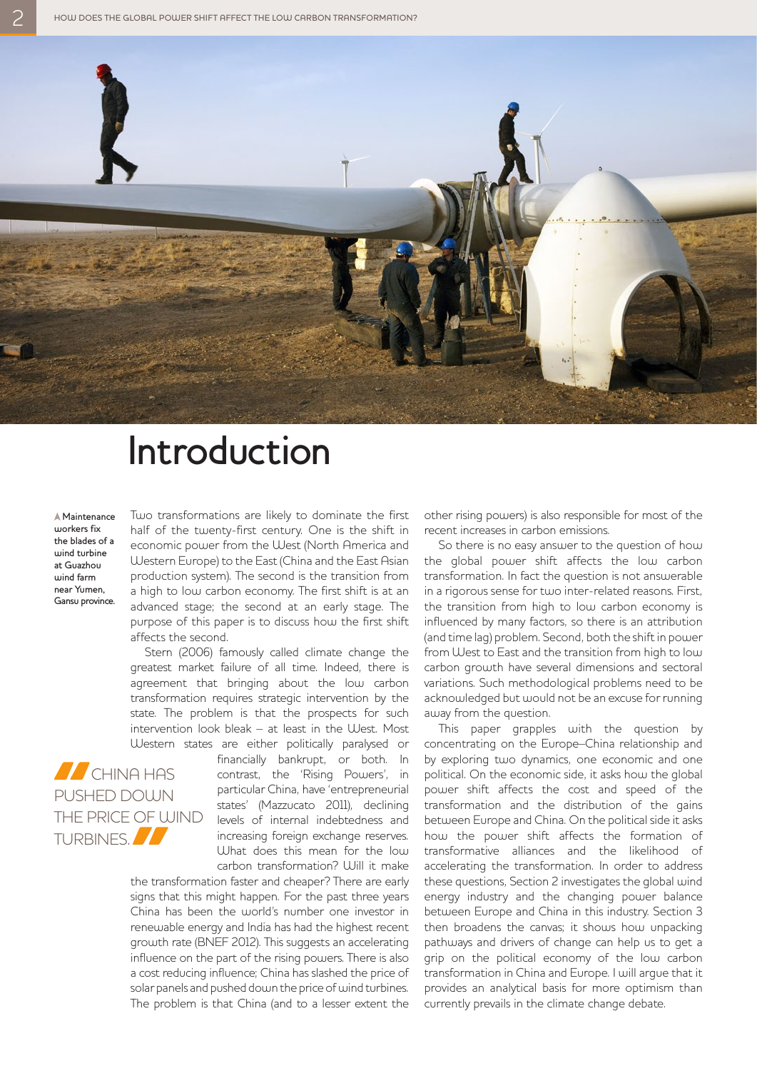# Introduction

▲ Maintenance workers fix the blades of a wind turbine at Guazhou wind farm near Yumen, Gansu province.

Two transformations are likely to dominate the first half of the twenty-first century. One is the shift in economic power from the West (North America and Western Europe) to the East (China and the East Asian production system). The second is the transition from a high to low carbon economy. The first shift is at an advanced stage; the second at an early stage. The purpose of this paper is to discuss how the first shift affects the second.

Stern (2006) famously called climate change the greatest market failure of all time. Indeed, there is agreement that bringing about the low carbon transformation requires strategic intervention by the state. The problem is that the prospects for such intervention look bleak – at least in the West. Most Western states are either politically paralysed or financially bankrupt, or both. In contrast, the 'Rising Powers', in particular China, have 'entrepreneurial states' (Mazzucato 2011), declining levels of internal indebtedness and increasing foreign exchange reserves. What does this mean for the low carbon transformation? Will it make the transformation faster and cheaper? There are early signs that this might happen. For the past three years China has been the world's number one investor in renewable energy and India has had the highest recent growth rate (BNEF 2012). This suggests an accelerating influence on the part of the rising powers. There is also a cost reducing influence; China has slashed the price of solar panels and pushed down the price of wind turbines. The problem is that China (and to a lesser extent the other rising powers) is also responsible for most of the recent increases in carbon emissions.

> CHINA HAS PUSHED DOWN THE PRICE OF WIND TURBINES.

So there is no easy answer to the question of how the global power shift affects the low carbon transformation. In fact the question is not answerable in a rigorous sense for two inter-related reasons. First, the transition from high to low carbon economy is influenced by many factors, so there is an attribution (and time lag) problem. Second, both the shift in power from West to East and the transition from high to low carbon growth have several dimensions and sectoral variations. Such methodological problems need to be acknowledged but would not be an excuse for running away from the question.

This paper grapples with the question by concentrating on the Europe–China relationship and by exploring two dynamics, one economic and one political. On the economic side, it asks how the global power shift affects the cost and speed of the transformation and the distribution of the gains between Europe and China. On the political side it asks how the power shift affects the formation of transformative alliances and the likelihood of accelerating the transformation. In order to address these questions, Section 2 investigates the global wind energy industry and the changing power balance between Europe and China in this industry. Section 3 then broadens the canvas; it shows how unpacking pathways and drivers of change can help us to get a grip on the political economy of the low carbon transformation in China and Europe. I will argue that it provides an analytical basis for more optimism than currently prevails in the climate change debate.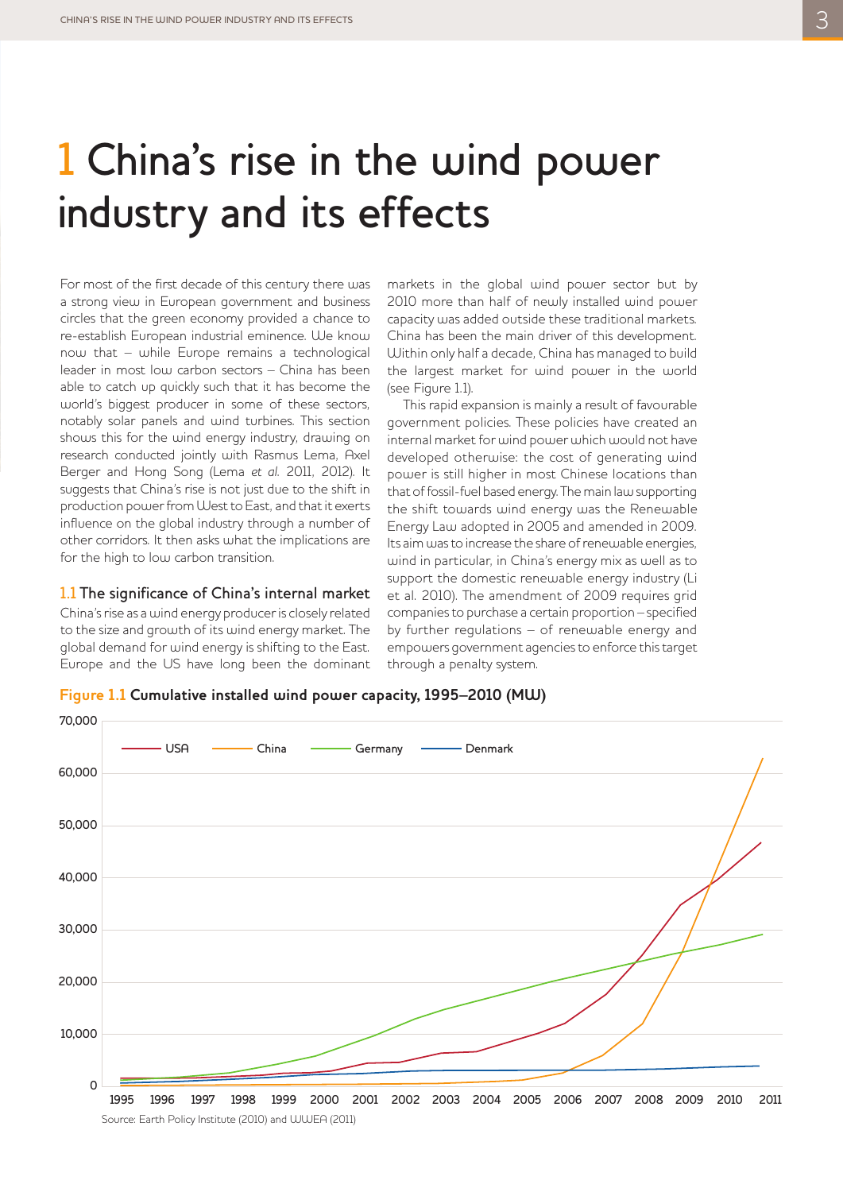# 1 China's rise in the wind power industry and its effects

For most of the first decade of this century there was a strong view in European government and business circles that the green economy provided a chance to re-establish European industrial eminence. We know now that – while Europe remains a technological leader in most low carbon sectors – China has been able to catch up quickly such that it has become the world's biggest producer in some of these sectors, notably solar panels and wind turbines. This section shows this for the wind energy industry, drawing on research conducted jointly with Rasmus Lema, Axel Berger and Hong Song (Lema *et al.* 2011, 2012). It suggests that China's rise is not just due to the shift in production power from West to East, and that it exerts influence on the global industry through a number of other corridors. It then asks what the implications are for the high to low carbon transition.

## 1.1 The significance of China's internal market

China's rise as a wind energy producer is closely related to the size and growth of its wind energy market. The global demand for wind energy is shifting to the East. Europe and the US have long been the dominant markets in the global wind power sector but by 2010 more than half of newly installed wind power capacity was added outside these traditional markets. China has been the main driver of this development. Within only half a decade, China has managed to build the largest market for wind power in the world (see Figure 1.1).

This rapid expansion is mainly a result of favourable government policies. These policies have created an internal market for wind power which would not have developed otherwise: the cost of generating wind power is still higher in most Chinese locations than that of fossil-fuel based energy. The main law supporting the shift towards wind energy was the Renewable Energy Law adopted in 2005 and amended in 2009. Its aim was to increase the share of renewable energies, wind in particular, in China's energy mix as well as to support the domestic renewable energy industry (Li et al. 2010). The amendment of 2009 requires grid companies to purchase a certain proportion – specified by further regulations – of renewable energy and empowers government agencies to enforce this target through a penalty system.

**Figure 1.1 Cumulative installed wind power capacity, 1995–2010 (MW)**

Source: Earth Policy Institute (2010) and WWEA (2011)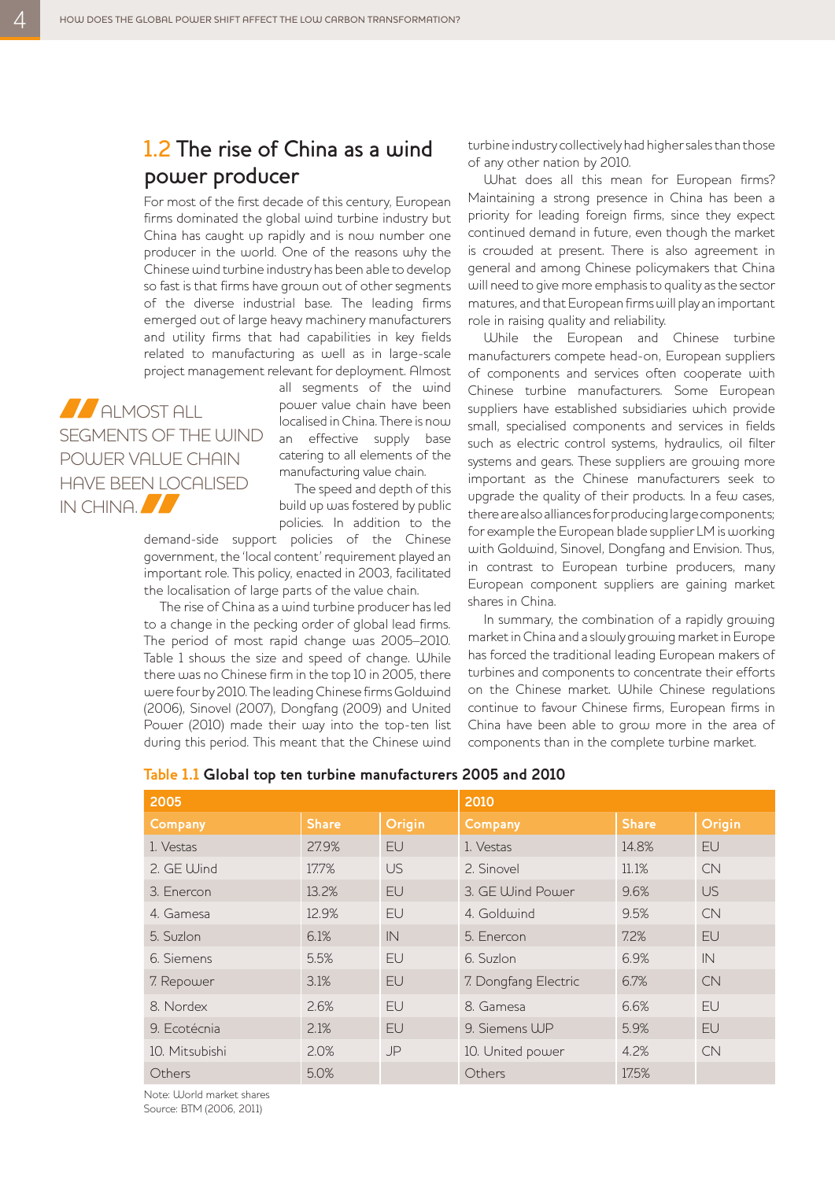## 1.2 The rise of China as a wind power producer

For most of the first decade of this century, European firms dominated the global wind turbine industry but China has caught up rapidly and is now number one producer in the world. One of the reasons why the Chinese wind turbine industry has been able to develop so fast is that firms have grown out of other segments of the diverse industrial base. The leading firms emerged out of large heavy machinery manufacturers and utility firms that had capabilities in key fields related to manufacturing as well as in large-scale project management relevant for deployment. Almost all segments of the wind power value chain have been localised in China. There is now an effective supply base catering to all elements of the manufacturing value chain.

> ALMOST ALL SEGMENTS OF THE WIND POWER VALUE CHAIN HAVE BEEN LOCALISED IN CHINA.

The speed and depth of this build up was fostered by public policies. In addition to the demand-side support policies of the Chinese government, the 'local content' requirement played an important role. This policy, enacted in 2003, facilitated the localisation of large parts of the value chain.

The rise of China as a wind turbine producer has led to a change in the pecking order of global lead firms. The period of most rapid change was 2005–2010. Table 1 shows the size and speed of change. While there was no Chinese firm in the top 10 in 2005, there were four by 2010. The leading Chinese firms Goldwind (2006), Sinovel (2007), Dongfang (2009) and United Power (2010) made their way into the top-ten list during this period. This meant that the Chinese wind turbine industry collectively had higher sales than those of any other nation by 2010.

What does all this mean for European firms? Maintaining a strong presence in China has been a priority for leading foreign firms, since they expect continued demand in future, even though the market is crowded at present. There is also agreement in general and among Chinese policymakers that China will need to give more emphasis to quality as the sector matures, and that European firms will play an important role in raising quality and reliability.

While the European and Chinese turbine manufacturers compete head-on, European suppliers of components and services often cooperate with Chinese turbine manufacturers. Some European suppliers have established subsidiaries which provide small, specialised components and services in fields such as electric control systems, hydraulics, oil filter systems and gears. These suppliers are growing more important as the Chinese manufacturers seek to upgrade the quality of their products. In a few cases, there are also alliances for producing large components; for example the European blade supplier LM is working with Goldwind, Sinovel, Dongfang and Envision. Thus, in contrast to European turbine producers, many European component suppliers are gaining market shares in China.

In summary, the combination of a rapidly growing market in China and a slowly growing market in Europe has forced the traditional leading European makers of turbines and components to concentrate their efforts on the Chinese market. While Chinese regulations continue to favour Chinese firms, European firms in China have been able to grow more in the area of components than in the complete turbine market.

**Table 1.1 Global top ten turbine manufacturers 2005 and 2010**

| 2005 | | | 2010 | | |
|---|---|---|---|---|---|
| **Company** | **Share** | **Origin** | **Company** | **Share** | **Origin** |
| 1. Vestas | 27.9% | EU | 1. Vestas | 14.8% | EU |
| 2. GE Wind | 17.7% | US | 2. Sinovel | 11.1% | CN |
| 3. Enercon | 13.2% | EU | 3. GE Wind Power | 9.6% | US |
| 4. Gamesa | 12.9% | EU | 4. Goldwind | 9.5% | CN |
| 5. Suzlon | 6.1% | IN | 5. Enercon | 7.2% | EU |
| 6. Siemens | 5.5% | EU | 6. Suzlon | 6.9% | IN |
| 7. Repower | 3.1% | EU | 7. Dongfang Electric | 6.7% | CN |
| 8. Nordex | 2.6% | EU | 8. Gamesa | 6.6% | EU |
| 9. Ecotécnia | 2.1% | EU | 9. Siemens WP | 5.9% | EU |
| 10. Mitsubishi | 2.0% | JP | 10. United power | 4.2% | CN |
| Others | 5.0% | | Others | 17.5% | |

Note: World market shares
Source: BTM (2006, 2011)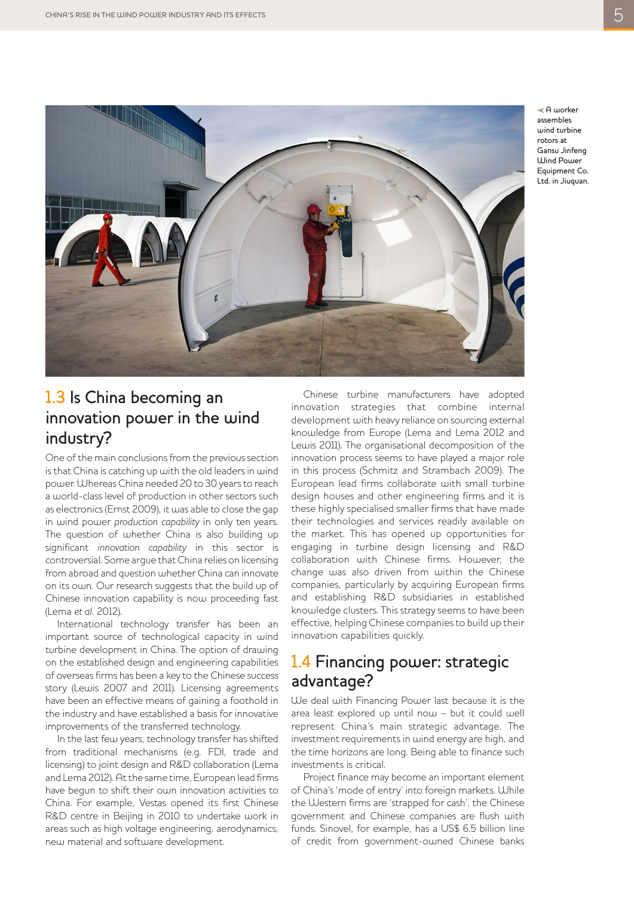◄ A worker assembles wind turbine rotors at Gansu Jinfeng Wind Power Equipment Co. Ltd. in Jiuquan.

## 1.3 Is China becoming an innovation power in the wind industry?

One of the main conclusions from the previous section is that China is catching up with the old leaders in wind power. Whereas China needed 20 to 30 years to reach a world-class level of production in other sectors such as electronics (Ernst 2009), it was able to close the gap in wind power *production capability* in only ten years. The question of whether China is also building up significant *innovation capability* in this sector is controversial. Some argue that China relies on licensing from abroad and question whether China can innovate on its own. Our research suggests that the build up of Chinese innovation capability is now proceeding fast (Lema *et al.* 2012).

International technology transfer has been an important source of technological capacity in wind turbine development in China. The option of drawing on the established design and engineering capabilities of overseas firms has been a key to the Chinese success story (Lewis 2007 and 2011). Licensing agreements have been an effective means of gaining a foothold in the industry and have established a basis for innovative improvements of the transferred technology.

In the last few years, technology transfer has shifted from traditional mechanisms (e.g. FDI, trade and licensing) to joint design and R&D collaboration (Lema and Lema 2012). At the same time, European lead firms have begun to shift their own innovation activities to China. For example, Vestas opened its first Chinese R&D centre in Beijing in 2010 to undertake work in areas such as high voltage engineering, aerodynamics, new material and software development.

Chinese turbine manufacturers have adopted innovation strategies that combine internal development with heavy reliance on sourcing external knowledge from Europe (Lema and Lema 2012 and Lewis 2011). The organisational decomposition of the innovation process seems to have played a major role in this process (Schmitz and Strambach 2009). The European lead firms collaborate with small turbine design houses and other engineering firms and it is these highly specialised smaller firms that have made their technologies and services readily available on the market. This has opened up opportunities for engaging in turbine design licensing and R&D collaboration with Chinese firms. However, the change was also driven from within the Chinese companies, particularly by acquiring European firms and establishing R&D subsidiaries in established knowledge clusters. This strategy seems to have been effective, helping Chinese companies to build up their innovation capabilities quickly.

## 1.4 Financing power: strategic advantage?

We deal with Financing Power last because it is the area least explored up until now – but it could well represent China's main strategic advantage. The investment requirements in wind energy are high, and the time horizons are long. Being able to finance such investments is critical.

Project finance may become an important element of China's 'mode of entry' into foreign markets. While the Western firms are 'strapped for cash', the Chinese government and Chinese companies are flush with funds. Sinovel, for example, has a US$ 6.5 billion line of credit from government-owned Chinese banks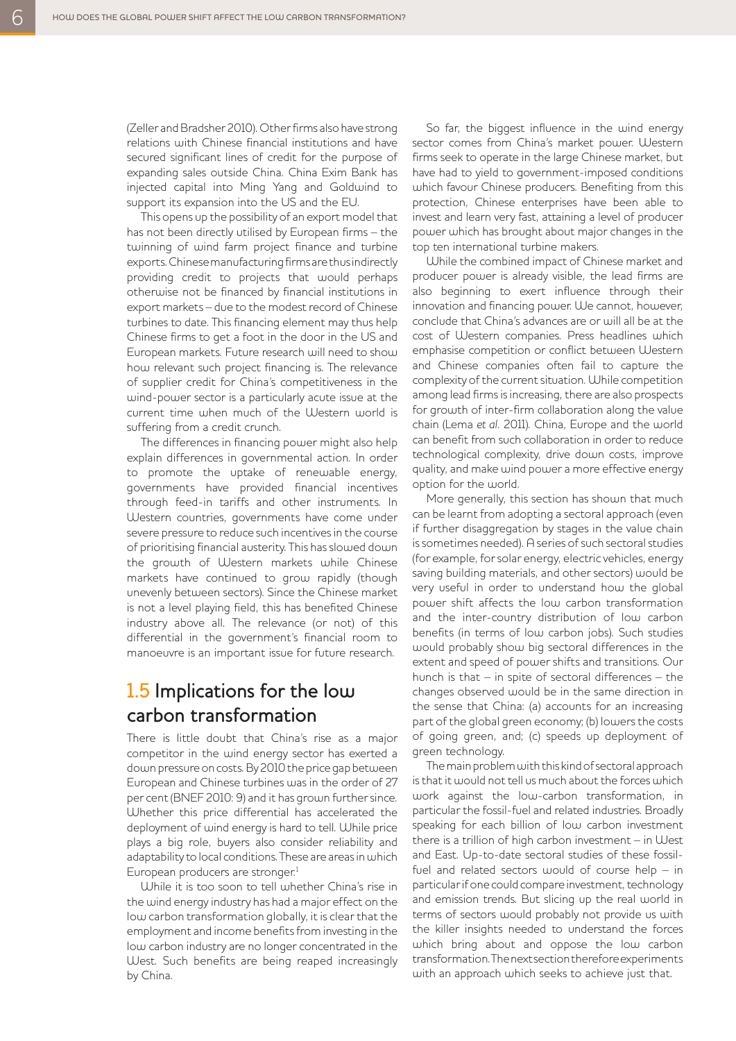(Zeller and Bradsher 2010). Other firms also have strong relations with Chinese financial institutions and have secured significant lines of credit for the purpose of expanding sales outside China. China Exim Bank has injected capital into Ming Yang and Goldwind to support its expansion into the US and the EU.

This opens up the possibility of an export model that has not been directly utilised by European firms – the twinning of wind farm project finance and turbine exports. Chinese manufacturing firms are thus indirectly providing credit to projects that would perhaps otherwise not be financed by financial institutions in export markets – due to the modest record of Chinese turbines to date. This financing element may thus help Chinese firms to get a foot in the US and European markets. Future research will need to show how relevant such project financing is. The relevance of supplier credit for China's competitiveness in the wind-power sector is a particularly acute issue at the current time when much of the Western world is suffering from a credit crunch.

The differences in financing power might also help explain differences in governmental action. In order to promote the uptake of renewable energy, governments have provided financial incentives through feed-in tariffs and other instruments. In Western countries, governments have come under severe pressure to reduce such incentives in the course of prioritising financial austerity. This has slowed down the growth of Western markets while Chinese markets have continued to grow rapidly (though unevenly between sectors). Since the Chinese market is not a level playing field, this has benefited Chinese industry above all. The relevance (or not) of this differential in the government's financial room to manoeuvre is an important issue for future research.

## 1.5 Implications for the low carbon transformation

There is little doubt that China's rise as a major competitor in the wind energy sector has exerted a down pressure on costs. By 2010 the price gap between European and Chinese turbines was in the order of 27 per cent (BNEF 2010: 9) and it has grown further since. Whether this price differential has accelerated the deployment of wind energy is hard to tell. While price plays a big role, buyers also consider reliability and adaptability to local conditions. These are areas in which European producers are stronger.[1]

While it is too soon to tell whether China's rise in the wind energy industry has had a major effect on the low carbon transformation globally, it is clear that the employment and income benefits from investing in the low carbon industry are no longer concentrated in the West. Such benefits are being reaped increasingly by China.

So far, the biggest influence in the wind energy sector comes from China's market power. Western firms seek to operate in the large Chinese market, but have had to yield to government-imposed conditions which favour Chinese producers. Benefiting from this protection, Chinese enterprises have been able to invest and learn very fast, attaining a level of producer power which has brought about major changes in the top ten international turbine makers.

While the combined impact of Chinese market and producer power is already visible, the lead firms are also beginning to exert influence through their innovation and financing power. We cannot, however, conclude that China's advances are or will all be at the cost of Western companies. Press headlines which emphasise competition or conflict between Western and Chinese companies often fail to capture the complexity of the current situation. While competition among lead firms is increasing, there are also prospects for growth of inter-firm collaboration along the value chain (Lema *et al.* 2011). China, Europe and the world can benefit from such collaboration in order to reduce technological complexity, drive down costs, improve quality, and make wind power a more effective energy option for the world.

More generally, this section has shown that much can be learnt from adopting a sectoral approach (even if further disaggregation by stages in the value chain is sometimes needed). A series of such sectoral studies (for example, for solar energy, electric vehicles, energy saving building materials, and other sectors) would be very useful in order to understand how the global power shift affects the low carbon transformation and the inter-country distribution of low carbon benefits (in terms of low carbon jobs). Such studies would probably show big sectoral differences in the extent and speed of power shifts and transitions. Our hunch is that – in spite of sectoral differences – the changes observed would be in the same direction in the sense that China: (a) accounts for an increasing part of the global green economy; (b) lowers the costs of going green, and; (c) speeds up deployment of green technology.

The main problem with this kind of sectoral approach is that it would not tell us much about the forces which work against the low-carbon transformation, in particular the fossil-fuel and related industries. Broadly speaking for each billion of low carbon investment there is a trillion of high carbon investment – in West and East. Up-to-date sectoral studies of these fossil-fuel and related sectors would of course help – in particular if one could compare investment, technology and emission trends. But slicing up the real world in terms of sectors would probably not provide us with the killer insights needed to understand the forces which bring about and oppose the low carbon transformation. The next section therefore experiments with an approach which seeks to achieve just that.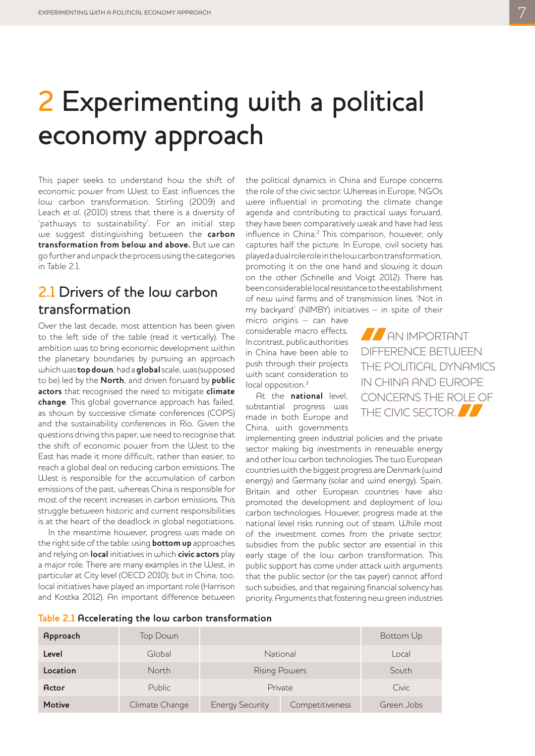// ...transcript truncated for brevity...

This public support has come under attack with arguments that the public sector (or the tax payer) cannot afford such subsidies, and that regaining financial solvency has priority. Arguments that fostering new green industries

**Table 2.1** Accelerating the low carbon transformation

| **Approach** | Top Down | | | Bottom Up |
|---|---|---|---|---|
| **Level** | Global | National | | Local |
| **Location** | North | Rising Powers | | South |
| **Actor** | Public | Private | | Civic |
| **Motive** | Climate Change | Energy Security | Competitiveness | Green Jobs |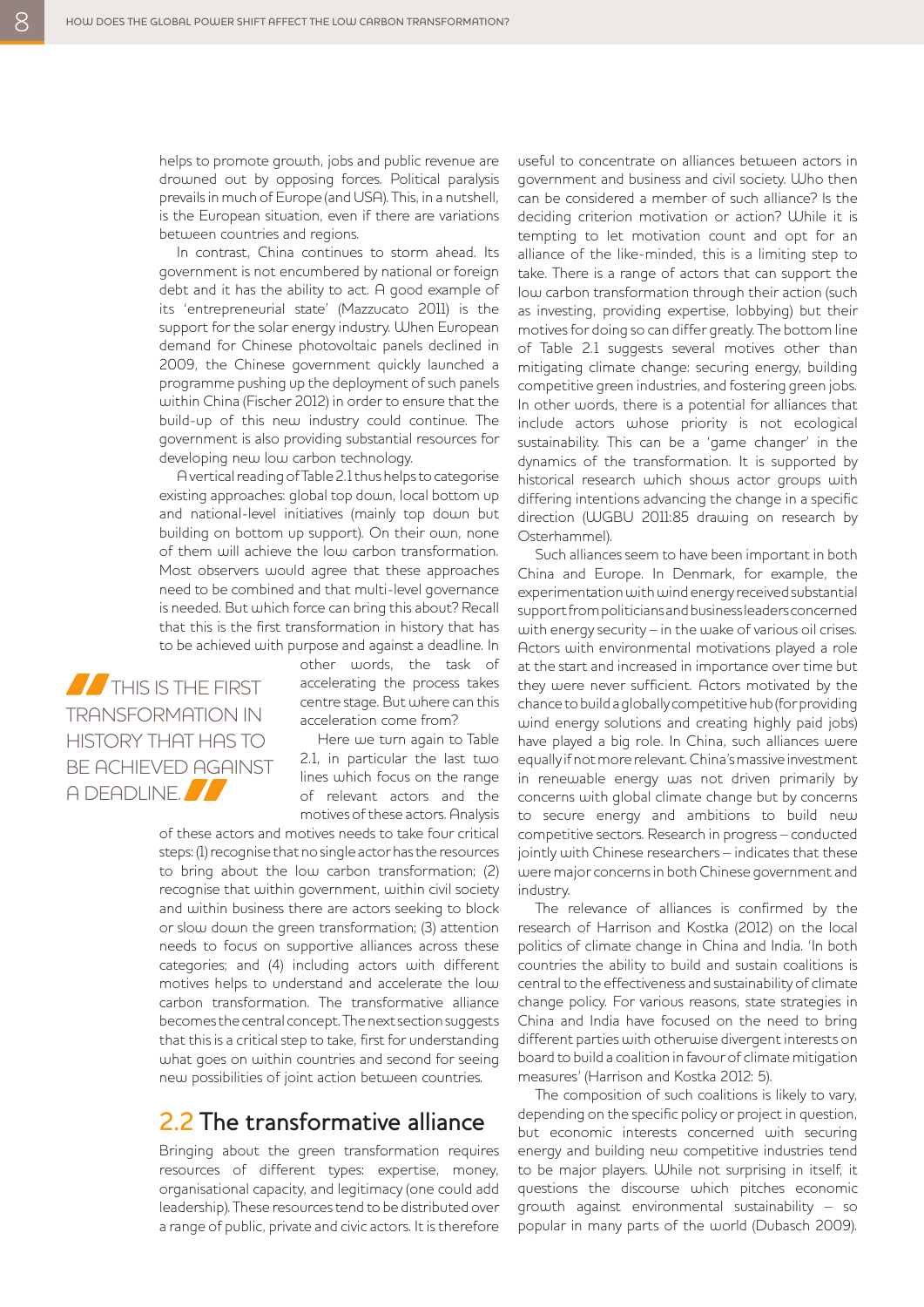helps to promote growth, jobs and public revenue are drowned out by opposing forces. Political paralysis prevails in much of Europe (and USA). This, in a nutshell, is the European situation, even if there are variations between countries and regions.

In contrast, China continues to storm ahead. Its government is not encumbered by national or foreign debt and it has the ability to act. A good example of its 'entrepreneurial state' (Mazzucato 2011) is the support for the solar energy industry. When European demand for Chinese photovoltaic panels declined in 2009, the Chinese government quickly launched a programme pushing up the deployment of such panels within China (Fischer 2012) in order to ensure that the build-up of this new industry could continue. The government is also providing substantial resources for developing new low carbon technology.

A vertical reading of Table 2.1 thus helps to categorise existing approaches: global top down, local bottom up and national-level initiatives (mainly top down but building on bottom up support). On their own, none of them will achieve the low carbon transformation. Most observers would agree that these approaches need to be combined and that multi-level governance is needed. But which force can bring this about? Recall that this is the first transformation in history that has to be achieved with purpose and against a deadline. In other words, the task of accelerating the process takes centre stage. But where can this acceleration come from?

> THIS IS THE FIRST TRANSFORMATION IN HISTORY THAT HAS TO BE ACHIEVED AGAINST A DEADLINE.

Here we turn again to Table 2.1, in particular the last two lines which focus on the range of relevant actors and the motives of these actors. Analysis of these actors and motives needs to take four critical steps: (1) recognise that no single actor has the resources to bring about the low carbon transformation; (2) recognise that within government, within civil society and within business there are actors seeking to block or slow down the green transformation; (3) attention needs to focus on supportive alliances across these categories; and (4) including actors with different motives helps to understand and accelerate the low carbon transformation. The transformative alliance becomes the central concept. The next section suggests that this is a critical step to take, first for understanding what goes on within countries and second for seeing new possibilities of joint action between countries.

## 2.2 The transformative alliance

Bringing about the green transformation requires resources of different types: expertise, money, organisational capacity, and legitimacy (one could add leadership). These resources tend to be distributed over a range of public, private and civic actors. It is therefore useful to concentrate on alliances between actors in government and business and civil society. Who then can be considered a member of such alliance? Is the deciding criterion motivation or action? While it is tempting to let motivation count and opt for an alliance of the like-minded, this is a limiting step to take. There is a range of actors that can support the low carbon transformation through their action (such as investing, providing expertise, lobbying) but their motives for doing so can differ greatly. The bottom line of Table 2.1 suggests several motives other than mitigating climate change: securing energy, building competitive green industries, and fostering green jobs. In other words, there is a potential for alliances that include actors whose priority is not ecological sustainability. This can be a 'game changer' in the dynamics of the transformation. It is supported by historical research which shows actor groups with differing intentions advancing the change in a specific direction (WGBU 2011:85 drawing on research by Osterhammel).

Such alliances seem to have been important in both China and Europe. In Denmark, for example, the experimentation with wind energy received substantial support from politicians and business leaders concerned with energy security – in the wake of various oil crises. Actors with environmental motivations played a role at the start and increased in importance over time but they were never sufficient. Actors motivated by the chance to build a globally competitive hub (for providing wind energy solutions and creating highly paid jobs) have played a big role. In China, such alliances were equally if not more relevant. China's massive investment in renewable energy was not driven primarily by concerns with global climate change but by concerns to secure energy and ambitions to build new competitive sectors. Research in progress – conducted jointly with Chinese researchers – indicates that these were major concerns in both Chinese government and industry.

The relevance of alliances is confirmed by the research of Harrison and Kostka (2012) on the local politics of climate change in China and India. 'In both countries the ability to build and sustain coalitions is central to the effectiveness and sustainability of climate change policy. For various reasons, state strategies in China and India have focused on the need to bring different parties with otherwise divergent interests on board to build a coalition in favour of climate mitigation measures' (Harrison and Kostka 2012: 5).

The composition of such coalitions is likely to vary, depending on the specific policy or project in question, but economic interests concerned with securing energy and building new competitive industries tend to be major players. While not surprising in itself, it questions the discourse which pitches economic growth against environmental sustainability – so popular in many parts of the world (Dubasch 2009).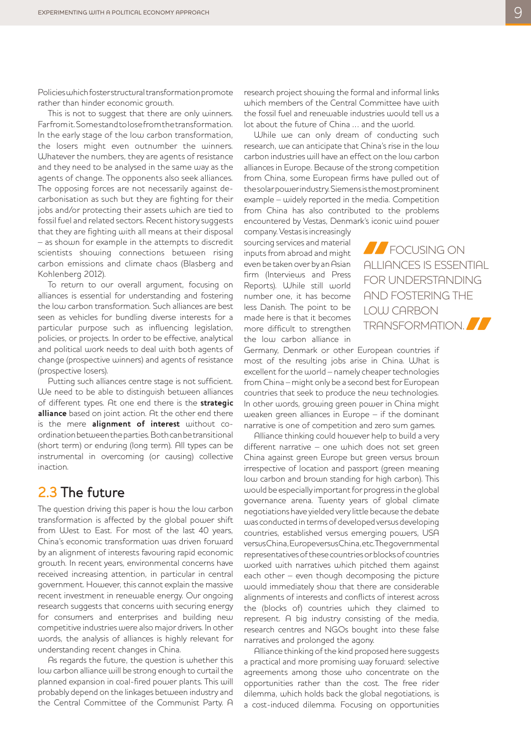Policies which foster structural transformation promote rather than hinder economic growth.

This is not to suggest that there are only winners. Far from it. Some stand to lose from the transformation. In the early stage of the low carbon transformation, the losers might even outnumber the winners. Whatever the numbers, they are agents of resistance and they need to be analysed in the same way as the agents of change. The opponents also seek alliances. The opposing forces are not necessarily against de-carbonisation as such but they are fighting for their jobs and/or protecting their assets which are tied to fossil fuel and related sectors. Recent history suggests that they are fighting with all means at their disposal – as shown for example in the attempts to discredit scientists showing connections between rising carbon emissions and climate chaos (Blasberg and Kohlenberg 2012).

To return to our overall argument, focusing on alliances is essential for understanding and fostering the low carbon transformation. Such alliances are best seen as vehicles for bundling diverse interests for a particular purpose such as influencing legislation, policies, or projects. In order to be effective, analytical and political work needs to deal with both agents of change (prospective winners) and agents of resistance (prospective losers).

Putting such alliances centre stage is not sufficient. We need to be able to distinguish between alliances of different types. At one end there is the **strategic alliance** based on joint action. At the other end there is the mere **alignment of interest** without co-ordination between the parties. Both can be transitional (short term) or enduring (long term). All types can be instrumental in overcoming (or causing) collective inaction.

## 2.3 The future

The question driving this paper is how the low carbon transformation is affected by the global power shift from West to East. For most of the last 40 years, China's economic transformation was driven forward by an alignment of interests favouring rapid economic growth. In recent years, environmental concerns have received increasing attention, in particular in central government. However, this cannot explain the massive recent investment in renewable energy. Our ongoing research suggests that concerns with securing energy for consumers and enterprises and building new competitive industries were also major drivers. In other words, the analysis of alliances is highly relevant for understanding recent changes in China.

As regards the future, the question is whether this low carbon alliance will be strong enough to curtail the planned expansion in coal-fired power plants. This will probably depend on the linkages between industry and the Central Committee of the Communist Party. A research project showing the formal and informal links which members of the Central Committee have with the fossil fuel and renewable industries would tell us a lot about the future of China … and the world.

While we can only dream of conducting such research, we can anticipate that China's rise in the low carbon industries will have an effect on the low carbon alliances in Europe. Because of the strong competition from China, some European firms have pulled out of the solar power industry. Siemens is the most prominent example – widely reported in the media. Competition from China has also contributed to the problems encountered by Vestas, Denmark's iconic wind power company. Vestas is increasingly sourcing services and material inputs from abroad and might even be taken over by an Asian firm (Interviews and Press Reports). While still world number one, it has become less Danish. The point to be made here is that it becomes more difficult to strengthen the low carbon alliance in Germany, Denmark or other European countries if most of the resulting jobs arise in China. What is excellent for the world – namely cheaper technologies from China – might only be a second best for European countries that seek to produce the new technologies. In other words, growing green power in China might weaken green alliances in Europe – if the dominant narrative is one of competition and zero sum games.

> FOCUSING ON ALLIANCES IS ESSENTIAL FOR UNDERSTANDING AND FOSTERING THE LOW CARBON TRANSFORMATION.

Alliance thinking could however help to build a very different narrative – one which does not set green China against green Europe but green versus brown irrespective of location and passport (green meaning low carbon and brown standing for high carbon). This would be especially important for progress in the global governance arena. Twenty years of global climate negotiations have yielded very little because the debate was conducted in terms of developed versus developing countries, established versus emerging powers, USA versus China, Europe versus China, etc. The governmental representatives of these countries or blocks of countries worked with narratives which pitched them against each other – even though decomposing the picture would immediately show that there are considerable alignments of interests and conflicts of interest across the (blocks of) countries which they claimed to represent. A big industry consisting of the media, research centres and NGOs bought into these false narratives and prolonged the agony.

Alliance thinking of the kind proposed here suggests a practical and more promising way forward: selective agreements among those who concentrate on the opportunities rather than the cost. The free rider dilemma, which holds back the global negotiations, is a cost-induced dilemma. Focusing on opportunities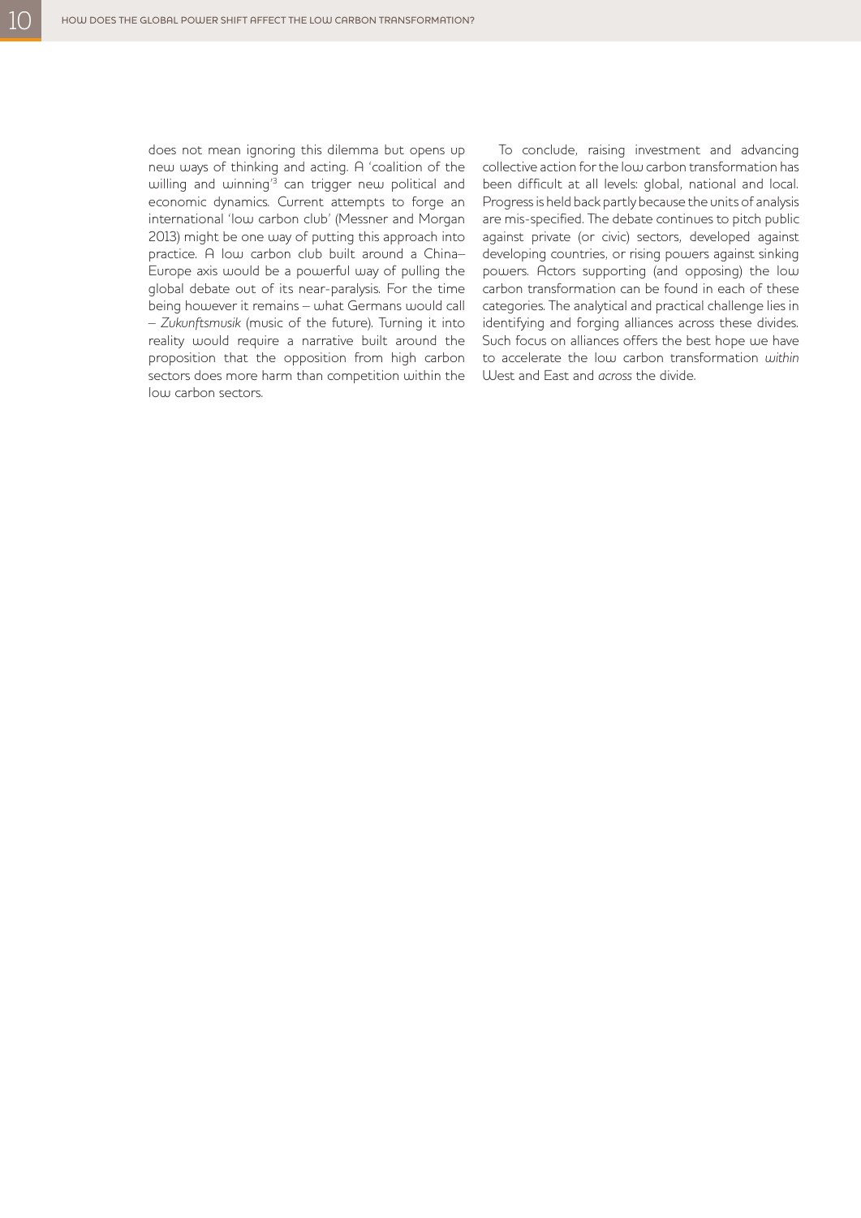does not mean ignoring this dilemma but opens up new ways of thinking and acting. A 'coalition of the willing and winning'[3] can trigger new political and economic dynamics. Current attempts to forge an international 'low carbon club' (Messner and Morgan 2013) might be one way of putting this approach into practice. A low carbon club built around a China–Europe axis would be a powerful way of pulling the global debate out of its near-paralysis. For the time being however it remains – what Germans would call – *Zukunftsmusik* (music of the future). Turning it into reality would require a narrative built around the proposition that the opposition from high carbon sectors does more harm than competition within the low carbon sectors.

To conclude, raising investment and advancing collective action for the low carbon transformation has been difficult at all levels: global, national and local. Progress is held back partly because the units of analysis are mis-specified. The debate continues to pitch public against private (or civic) sectors, developed against developing countries, or rising powers against sinking powers. Actors supporting (and opposing) the low carbon transformation can be found in each of these categories. The analytical and practical challenge lies in identifying and forging alliances across these divides. Such focus on alliances offers the best hope we have to accelerate the low carbon transformation *within* West and East and *across* the divide.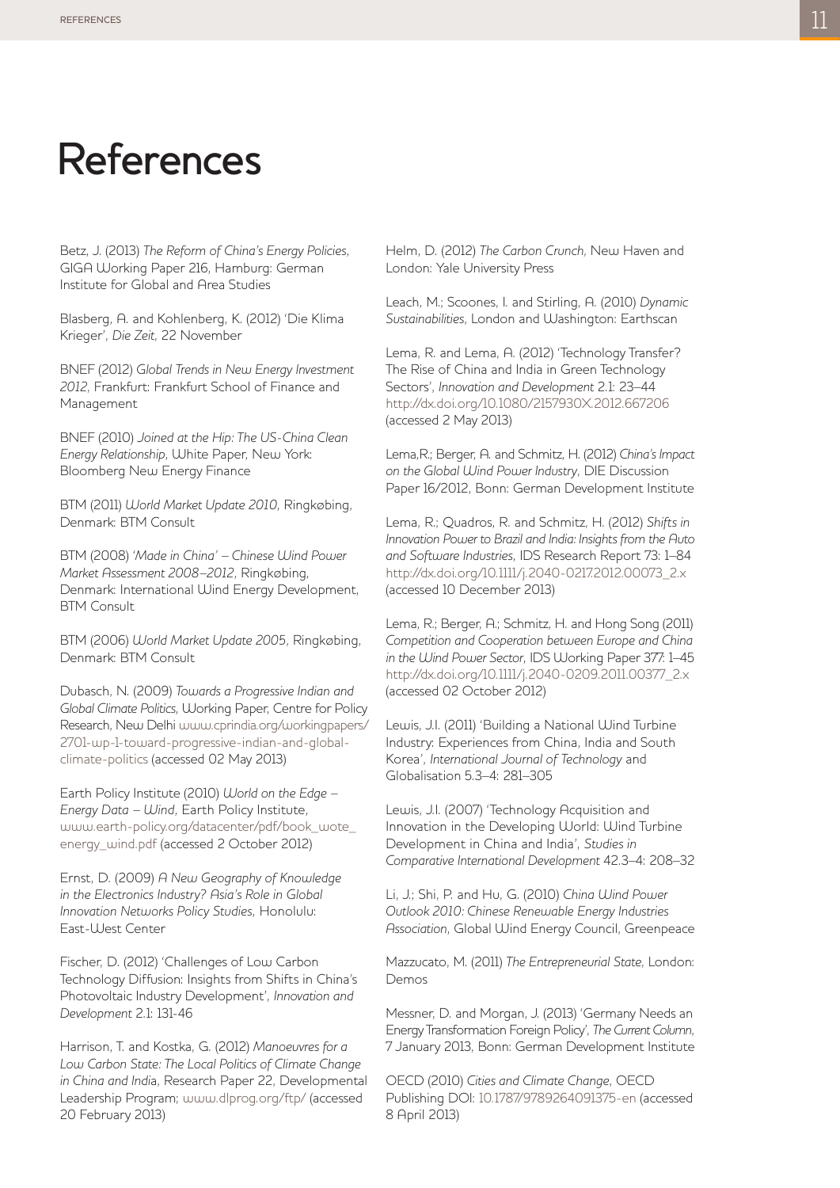# References

Betz, J. (2013) *The Reform of China's Energy Policies*, GIGA Working Paper 216, Hamburg: German Institute for Global and Area Studies

Blasberg, A. and Kohlenberg, K. (2012) 'Die Klima Krieger', *Die Zeit*, 22 November

BNEF (2012) *Global Trends in New Energy Investment 2012*, Frankfurt: Frankfurt School of Finance and Management

BNEF (2010) *Joined at the Hip: The US-China Clean Energy Relationship*, White Paper, New York: Bloomberg New Energy Finance

BTM (2011) *World Market Update 2010*, Ringkøbing, Denmark: BTM Consult

BTM (2008) *'Made in China' – Chinese Wind Power Market Assessment 2008–2012*, Ringkøbing, Denmark: International Wind Energy Development, BTM Consult

BTM (2006) *World Market Update 2005*, Ringkøbing, Denmark: BTM Consult

Dubasch, N. (2009) *Towards a Progressive Indian and Global Climate Politics*, Working Paper, Centre for Policy Research, New Delhi www.cprindia.org/workingpapers/2701-wp-1-toward-progressive-indian-and-global-climate-politics (accessed 02 May 2013)

Earth Policy Institute (2010) *World on the Edge – Energy Data – Wind*, Earth Policy Institute, www.earth-policy.org/datacenter/pdf/book_wote_energy_wind.pdf (accessed 2 October 2012)

Ernst, D. (2009) *A New Geography of Knowledge in the Electronics Industry? Asia's Role in Global Innovation Networks Policy Studies*, Honolulu: East-West Center

Fischer, D. (2012) 'Challenges of Low Carbon Technology Diffusion: Insights from Shifts in China's Photovoltaic Industry Development', *Innovation and Development* 2.1: 131-46

Harrison, T. and Kostka, G. (2012) *Manoeuvres for a Low Carbon State: The Local Politics of Climate Change in China and India*, Research Paper 22, Developmental Leadership Program; www.dlprog.org/ftp/ (accessed 20 February 2013)

Helm, D. (2012) *The Carbon Crunch*, New Haven and London: Yale University Press

Leach, M.; Scoones, I. and Stirling, A. (2010) *Dynamic Sustainabilities*, London and Washington: Earthscan

Lema, R. and Lema, A. (2012) 'Technology Transfer? The Rise of China and India in Green Technology Sectors', *Innovation and Development* 2.1: 23–44 http://dx.doi.org/10.1080/2157930X.2012.667206 (accessed 2 May 2013)

Lema,R.; Berger, A. and Schmitz, H. (2012) *China's Impact on the Global Wind Power Industry*, DIE Discussion Paper 16/2012, Bonn: German Development Institute

Lema, R.; Quadros, R. and Schmitz, H. (2012) *Shifts in Innovation Power to Brazil and India: Insights from the Auto and Software Industries*, IDS Research Report 73: 1–84 http://dx.doi.org/10.1111/j.2040-0217.2012.00073_2.x (accessed 10 December 2013)

Lema, R.; Berger, A.; Schmitz, H. and Hong Song (2011) *Competition and Cooperation between Europe and China in the Wind Power Sector*, IDS Working Paper 377: 1–45 http://dx.doi.org/10.1111/j.2040-0209.2011.00377_2.x (accessed 02 October 2012)

Lewis, J.I. (2011) 'Building a National Wind Turbine Industry: Experiences from China, India and South Korea', *International Journal of Technology* and Globalisation 5.3–4: 281–305

Lewis, J.I. (2007) 'Technology Acquisition and Innovation in the Developing World: Wind Turbine Development in China and India', *Studies in Comparative International Development* 42.3–4: 208–32

Li, J.; Shi, P. and Hu, G. (2010) *China Wind Power Outlook 2010: Chinese Renewable Energy Industries Association*, Global Wind Energy Council, Greenpeace

Mazzucato, M. (2011) *The Entrepreneurial State*, London: Demos

Messner, D. and Morgan, J. (2013) 'Germany Needs an Energy Transformation Foreign Policy', *The Current Column*, 7 January 2013, Bonn: German Development Institute

OECD (2010) *Cities and Climate Change*, OECD Publishing DOI: 10.1787/9789264091375-en (accessed 8 April 2013)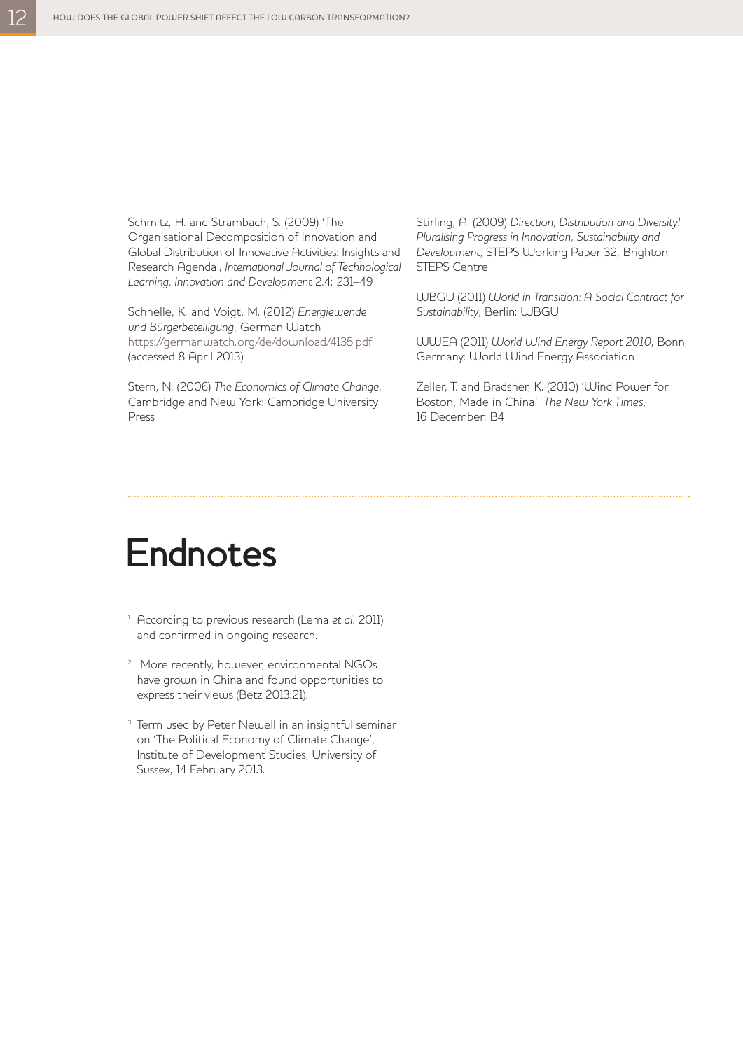Schmitz, H. and Strambach, S. (2009) 'The Organisational Decomposition of Innovation and Global Distribution of Innovative Activities: Insights and Research Agenda', *International Journal of Technological Learning, Innovation and Development* 2.4: 231–49

Schnelle, K. and Voigt, M. (2012) *Energiewende und Bürgerbeteiligung*, German Watch https://germanwatch.org/de/download/4135.pdf (accessed 8 April 2013)

Stern, N. (2006) *The Economics of Climate Change*, Cambridge and New York: Cambridge University Press

Stirling, A. (2009) *Direction, Distribution and Diversity! Pluralising Progress in Innovation, Sustainability and Development*, STEPS Working Paper 32, Brighton: STEPS Centre

WBGU (2011) *World in Transition: A Social Contract for Sustainability*, Berlin: WBGU

WWEA (2011) *World Wind Energy Report 2010*, Bonn, Germany: World Wind Energy Association

Zeller, T. and Bradsher, K. (2010) 'Wind Power for Boston, Made in China', *The New York Times*, 16 December: B4

# Endnotes

[1] According to previous research (Lema *et al.* 2011) and confirmed in ongoing research.

[2] More recently, however, environmental NGOs have grown in China and found opportunities to express their views (Betz 2013:21).

[3] Term used by Peter Newell in an insightful seminar on 'The Political Economy of Climate Change', Institute of Development Studies, University of Sussex, 14 February 2013.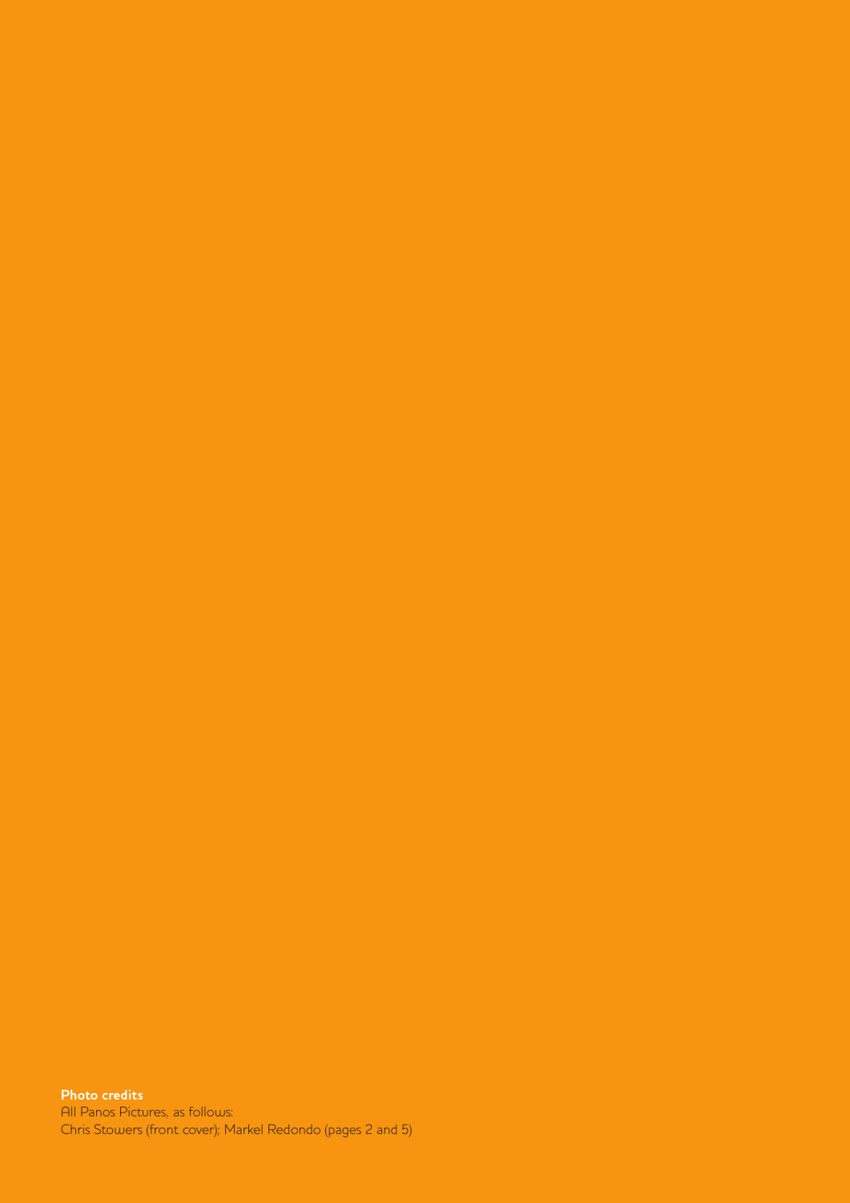**Photo credits**

All Panos Pictures, as follows:
Chris Stowers (front cover); Markel Redondo (pages 2 and 5)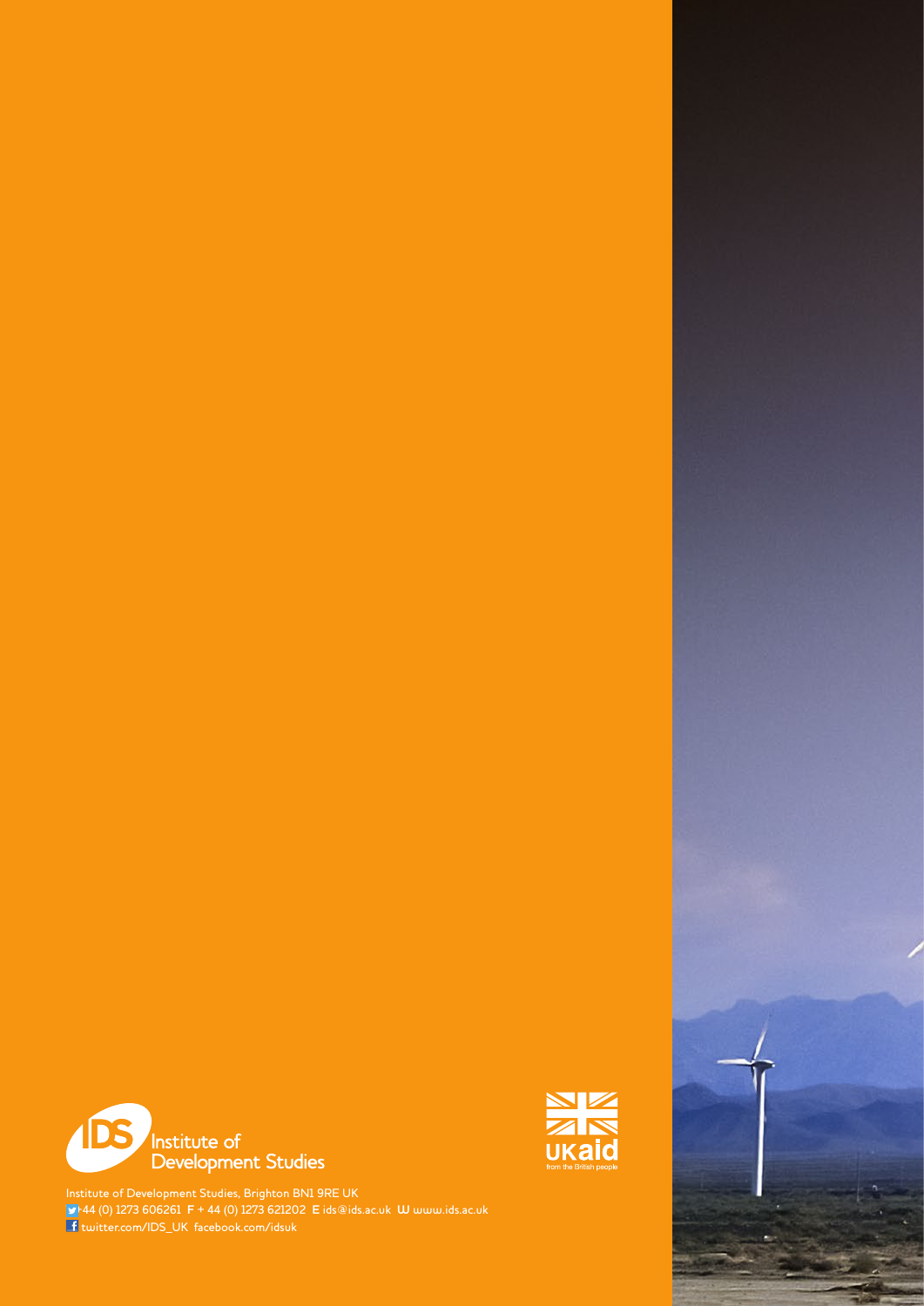Institute of Development Studies

UKaid
from the British people

Institute of Development Studies, Brighton BN1 9RE UK
T +44 (0) 1273 606261 F + 44 (0) 1273 621202 E ids@ids.ac.uk W www.ids.ac.uk
twitter.com/IDS_UK facebook.com/idsuk